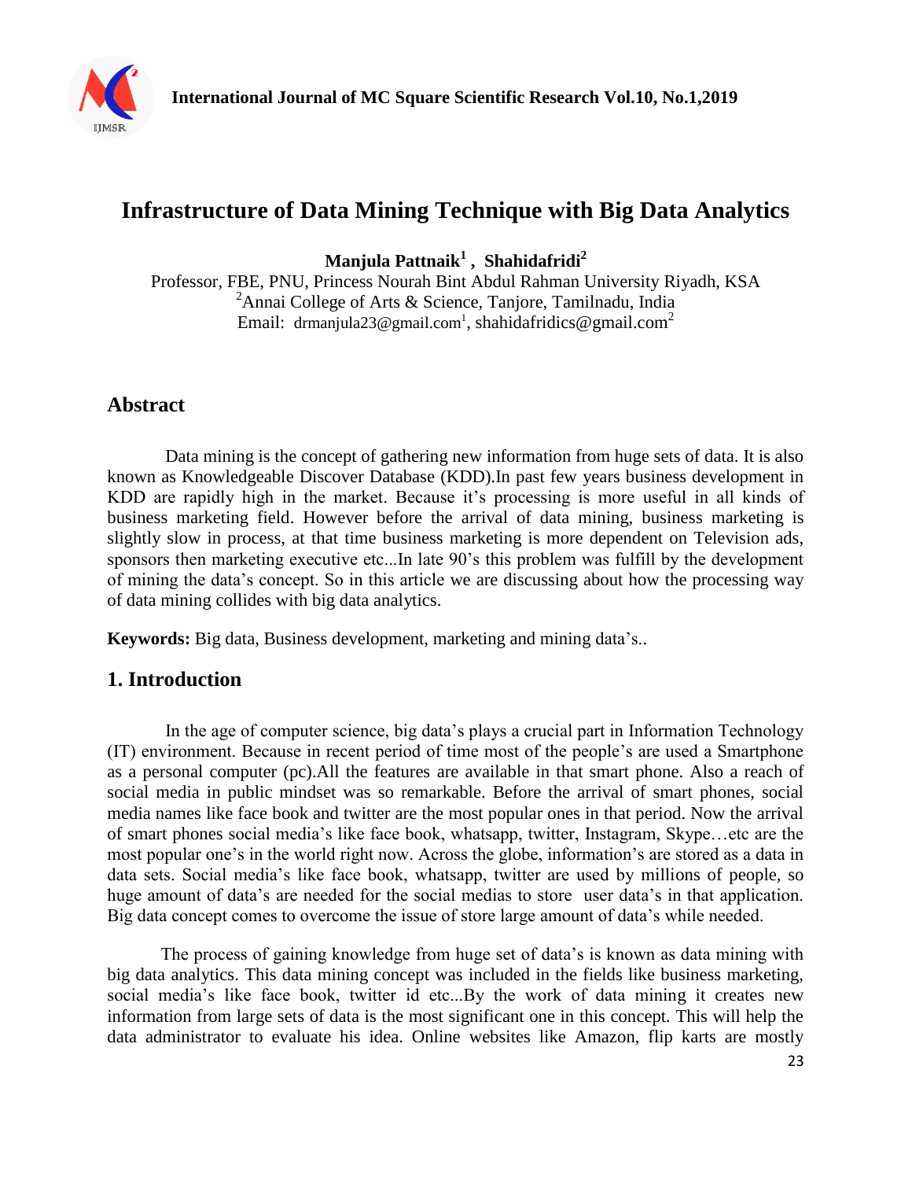# Infrastructure of Data Mining Technique with Big Data Analytics

**Manjula Pattnaik[1] , Shahidafridi[2]**

Professor, FBE, PNU, Princess Nourah Bint Abdul Rahman University Riyadh, KSA
[2]Annai College of Arts & Science, Tanjore, Tamilnadu, India
Email: drmanjula23@gmail.com[1], shahidafridics@gmail.com[2]

## Abstract

Data mining is the concept of gathering new information from huge sets of data. It is also known as Knowledgeable Discover Database (KDD).In past few years business development in KDD are rapidly high in the market. Because it's processing is more useful in all kinds of business marketing field. However before the arrival of data mining, business marketing is slightly slow in process, at that time business marketing is more dependent on Television ads, sponsors then marketing executive etc...In late 90's this problem was fulfill by the development of mining the data's concept. So in this article we are discussing about how the processing way of data mining collides with big data analytics.

**Keywords:** Big data, Business development, marketing and mining data's..

## 1. Introduction

In the age of computer science, big data's plays a crucial part in Information Technology (IT) environment. Because in recent period of time most of the people's are used a Smartphone as a personal computer (pc).All the features are available in that smart phone. Also a reach of social media in public mindset was so remarkable. Before the arrival of smart phones, social media names like face book and twitter are the most popular ones in that period. Now the arrival of smart phones social media's like face book, whatsapp, twitter, Instagram, Skype…etc are the most popular one's in the world right now. Across the globe, information's are stored as a data in data sets. Social media's like face book, whatsapp, twitter are used by millions of people, so huge amount of data's are needed for the social medias to store user data's in that application. Big data concept comes to overcome the issue of store large amount of data's while needed.

The process of gaining knowledge from huge set of data's is known as data mining with big data analytics. This data mining concept was included in the fields like business marketing, social media's like face book, twitter id etc...By the work of data mining it creates new information from large sets of data is the most significant one in this concept. This will help the data administrator to evaluate his idea. Online websites like Amazon, flip karts are mostly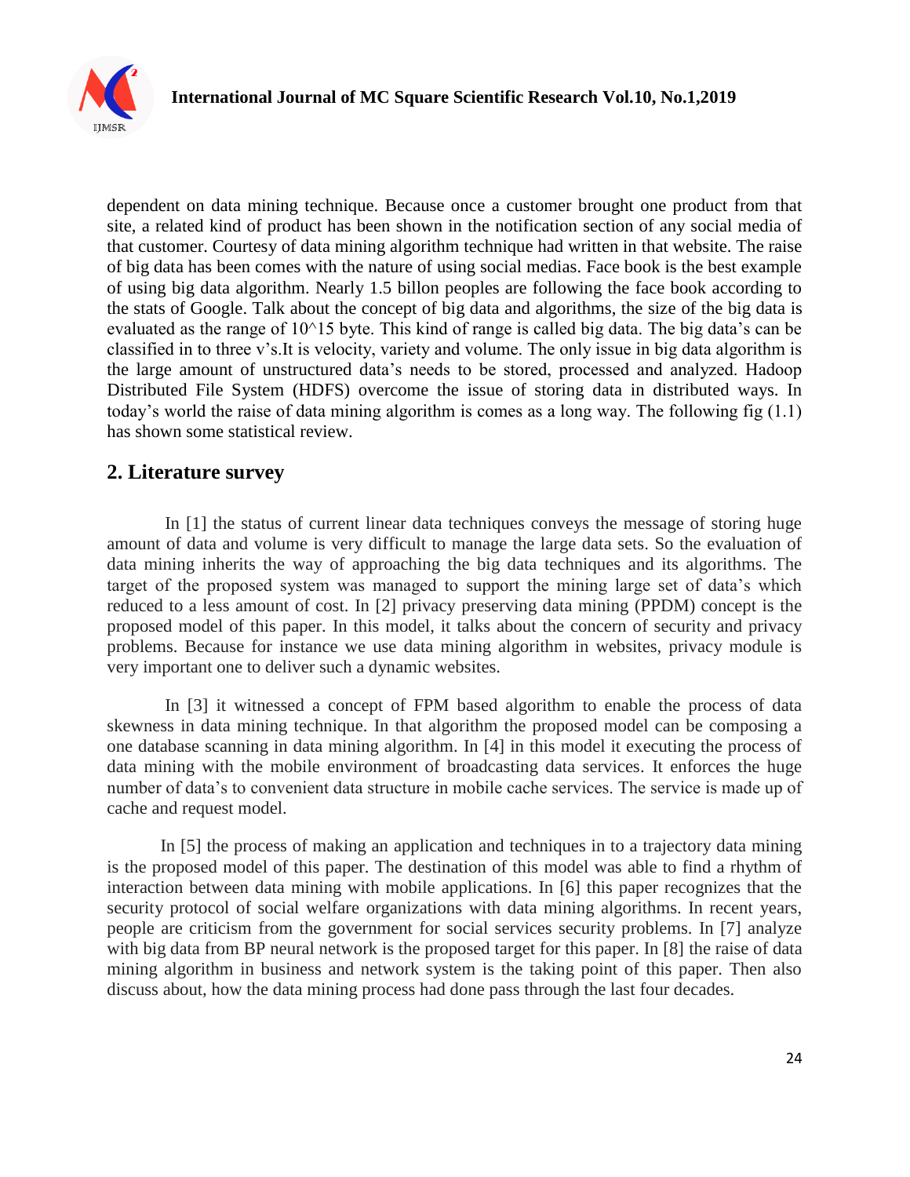dependent on data mining technique. Because once a customer brought one product from that site, a related kind of product has been shown in the notification section of any social media of that customer. Courtesy of data mining algorithm technique had written in that website. The raise of big data has been comes with the nature of using social medias. Face book is the best example of using big data algorithm. Nearly 1.5 billon peoples are following the face book according to the stats of Google. Talk about the concept of big data and algorithms, the size of the big data is evaluated as the range of 10^15 byte. This kind of range is called big data. The big data's can be classified in to three v's.It is velocity, variety and volume. The only issue in big data algorithm is the large amount of unstructured data's needs to be stored, processed and analyzed. Hadoop Distributed File System (HDFS) overcome the issue of storing data in distributed ways. In today's world the raise of data mining algorithm is comes as a long way. The following fig (1.1) has shown some statistical review.

## 2. Literature survey

In [1] the status of current linear data techniques conveys the message of storing huge amount of data and volume is very difficult to manage the large data sets. So the evaluation of data mining inherits the way of approaching the big data techniques and its algorithms. The target of the proposed system was managed to support the mining large set of data's which reduced to a less amount of cost. In [2] privacy preserving data mining (PPDM) concept is the proposed model of this paper. In this model, it talks about the concern of security and privacy problems. Because for instance we use data mining algorithm in websites, privacy module is very important one to deliver such a dynamic websites.

In [3] it witnessed a concept of FPM based algorithm to enable the process of data skewness in data mining technique. In that algorithm the proposed model can be composing a one database scanning in data mining algorithm. In [4] in this model it executing the process of data mining with the mobile environment of broadcasting data services. It enforces the huge number of data's to convenient data structure in mobile cache services. The service is made up of cache and request model.

In [5] the process of making an application and techniques in to a trajectory data mining is the proposed model of this paper. The destination of this model was able to find a rhythm of interaction between data mining with mobile applications. In [6] this paper recognizes that the security protocol of social welfare organizations with data mining algorithms. In recent years, people are criticism from the government for social services security problems. In [7] analyze with big data from BP neural network is the proposed target for this paper. In [8] the raise of data mining algorithm in business and network system is the taking point of this paper. Then also discuss about, how the data mining process had done pass through the last four decades.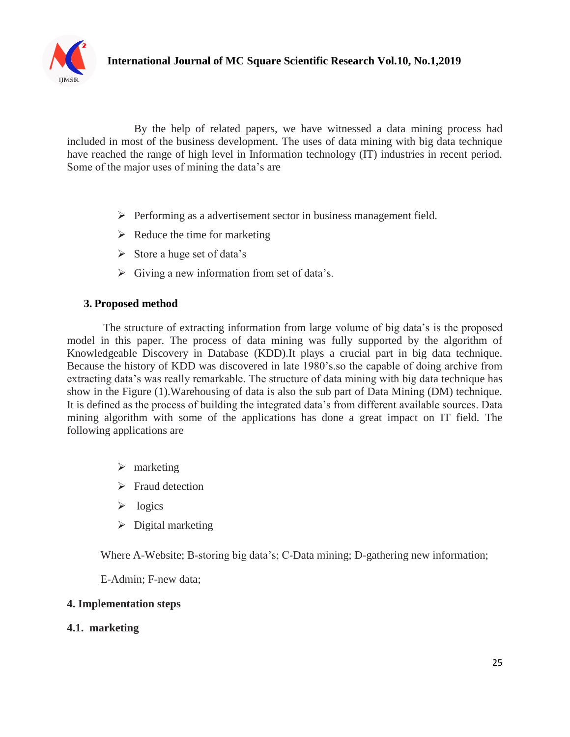By the help of related papers, we have witnessed a data mining process had included in most of the business development. The uses of data mining with big data technique have reached the range of high level in Information technology (IT) industries in recent period. Some of the major uses of mining the data's are

- Performing as a advertisement sector in business management field.
- Reduce the time for marketing
- Store a huge set of data's
- Giving a new information from set of data's.

## 3. Proposed method

The structure of extracting information from large volume of big data's is the proposed model in this paper. The process of data mining was fully supported by the algorithm of Knowledgeable Discovery in Database (KDD).It plays a crucial part in big data technique. Because the history of KDD was discovered in late 1980's.so the capable of doing archive from extracting data's was really remarkable. The structure of data mining with big data technique has show in the Figure (1).Warehousing of data is also the sub part of Data Mining (DM) technique. It is defined as the process of building the integrated data's from different available sources. Data mining algorithm with some of the applications has done a great impact on IT field. The following applications are

- marketing
- Fraud detection
- logics
- Digital marketing

Where A-Website; B-storing big data's; C-Data mining; D-gathering new information;

E-Admin; F-new data;

## 4. Implementation steps

### 4.1. marketing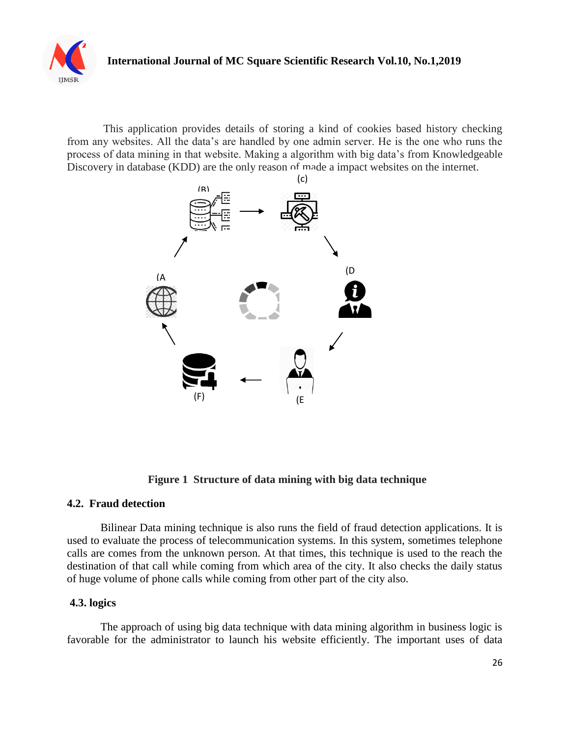This application provides details of storing a kind of cookies based history checking from any websites. All the data's are handled by one admin server. He is the one who runs the process of data mining in that website. Making a algorithm with big data's from Knowledgeable Discovery in database (KDD) are the only reason of made a impact websites on the internet.

**Figure 1 Structure of data mining with big data technique**

### 4.2. Fraud detection

Bilinear Data mining technique is also runs the field of fraud detection applications. It is used to evaluate the process of telecommunication systems. In this system, sometimes telephone calls are comes from the unknown person. At that times, this technique is used to the reach the destination of that call while coming from which area of the city. It also checks the daily status of huge volume of phone calls while coming from other part of the city also.

### 4.3. logics

The approach of using big data technique with data mining algorithm in business logic is favorable for the administrator to launch his website efficiently. The important uses of data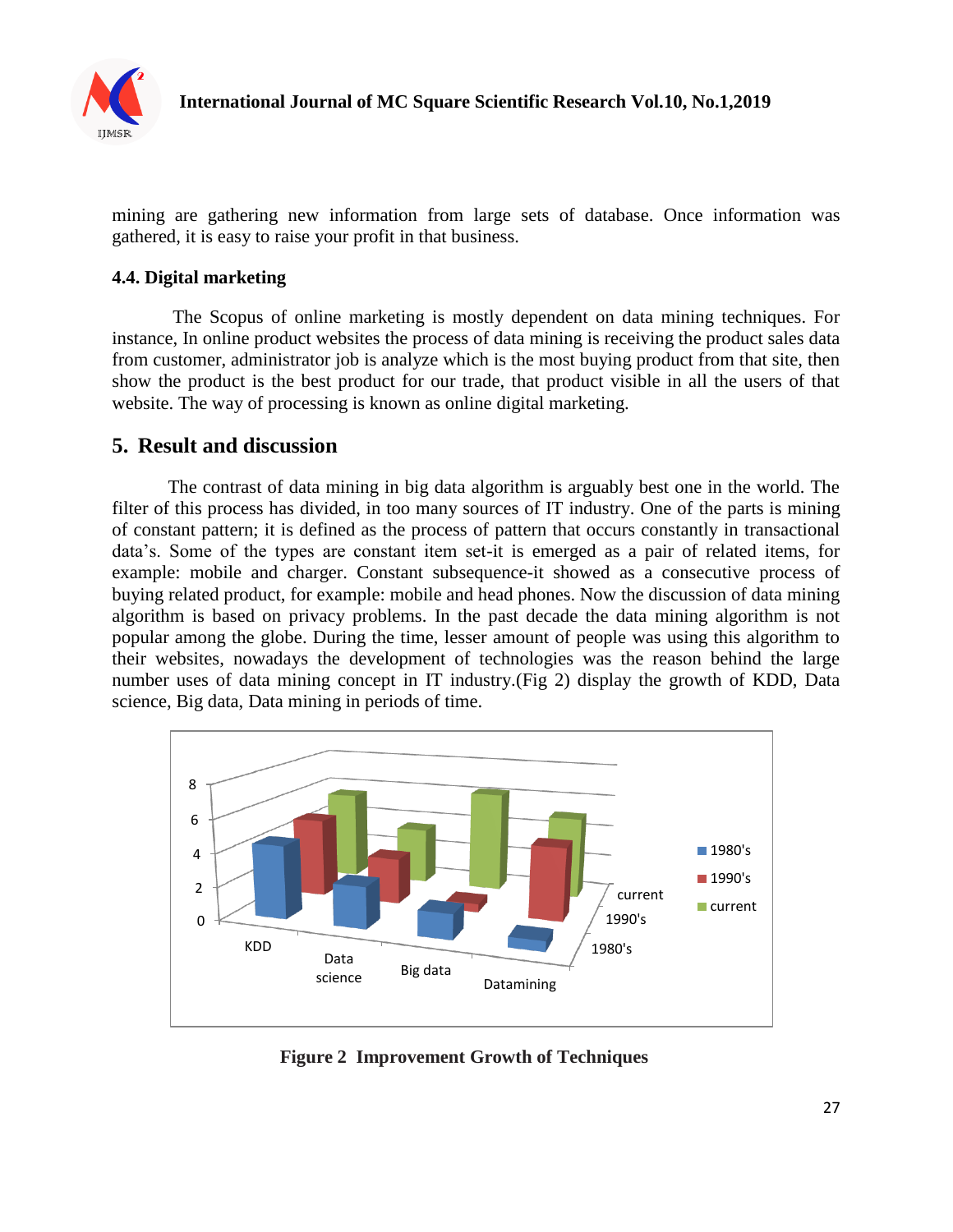mining are gathering new information from large sets of database. Once information was gathered, it is easy to raise your profit in that business.

### 4.4. Digital marketing

The Scopus of online marketing is mostly dependent on data mining techniques. For instance, In online product websites the process of data mining is receiving the product sales data from customer, administrator job is analyze which is the most buying product from that site, then show the product is the best product for our trade, that product visible in all the users of that website. The way of processing is known as online digital marketing.

## 5. Result and discussion

The contrast of data mining in big data algorithm is arguably best one in the world. The filter of this process has divided, in too many sources of IT industry. One of the parts is mining of constant pattern; it is defined as the process of pattern that occurs constantly in transactional data's. Some of the types are constant item set-it is emerged as a pair of related items, for example: mobile and charger. Constant subsequence-it showed as a consecutive process of buying related product, for example: mobile and head phones. Now the discussion of data mining algorithm is based on privacy problems. In the past decade the data mining algorithm is not popular among the globe. During the time, lesser amount of people was using this algorithm to their websites, nowadays the development of technologies was the reason behind the large number uses of data mining concept in IT industry.(Fig 2) display the growth of KDD, Data science, Big data, Data mining in periods of time.

**Figure 2 Improvement Growth of Techniques**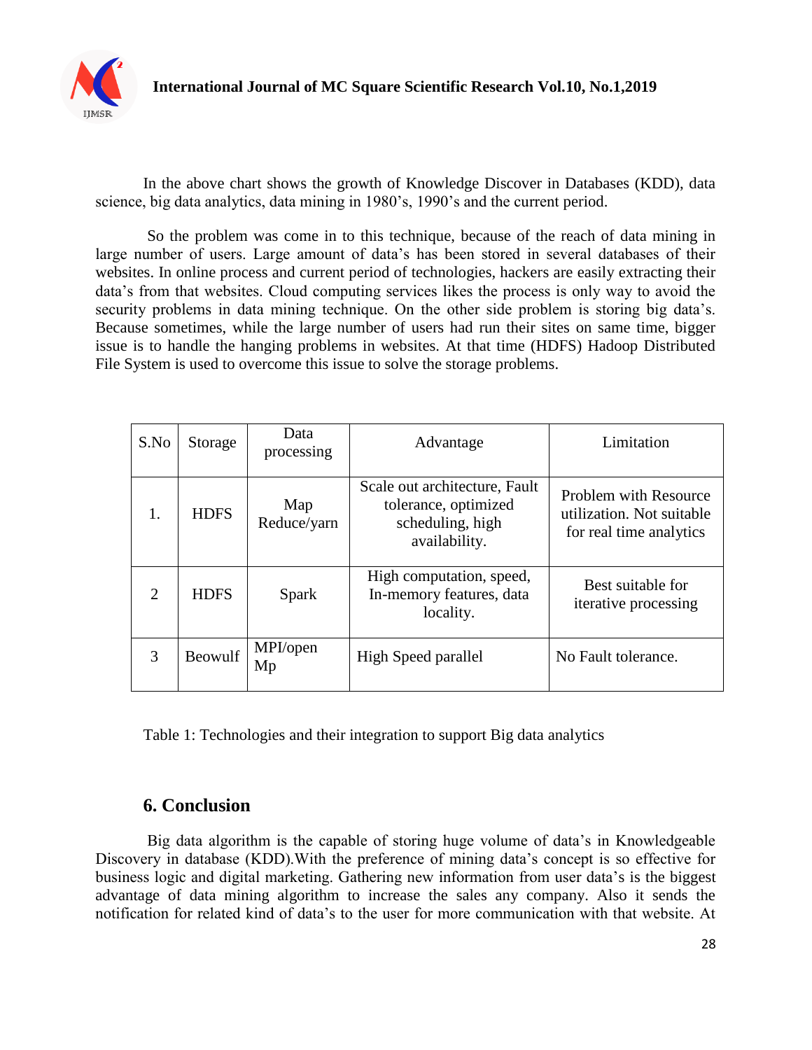In the above chart shows the growth of Knowledge Discover in Databases (KDD), data science, big data analytics, data mining in 1980's, 1990's and the current period.

So the problem was come in to this technique, because of the reach of data mining in large number of users. Large amount of data's has been stored in several databases of their websites. In online process and current period of technologies, hackers are easily extracting their data's from that websites. Cloud computing services likes the process is only way to avoid the security problems in data mining technique. On the other side problem is storing big data's. Because sometimes, while the large number of users had run their sites on same time, bigger issue is to handle the hanging problems in websites. At that time (HDFS) Hadoop Distributed File System is used to overcome this issue to solve the storage problems.

| S.No | Storage | Data processing | Advantage | Limitation |
|---|---|---|---|---|
| 1. | HDFS | Map Reduce/yarn | Scale out architecture, Fault tolerance, optimized scheduling, high availability. | Problem with Resource utilization. Not suitable for real time analytics |
| 2 | HDFS | Spark | High computation, speed, In-memory features, data locality. | Best suitable for iterative processing |
| 3 | Beowulf | MPI/open Mp | High Speed parallel | No Fault tolerance. |

Table 1: Technologies and their integration to support Big data analytics

## 6. Conclusion

Big data algorithm is the capable of storing huge volume of data's in Knowledgeable Discovery in database (KDD).With the preference of mining data's concept is so effective for business logic and digital marketing. Gathering new information from user data's is the biggest advantage of data mining algorithm to increase the sales any company. Also it sends the notification for related kind of data's to the user for more communication with that website. At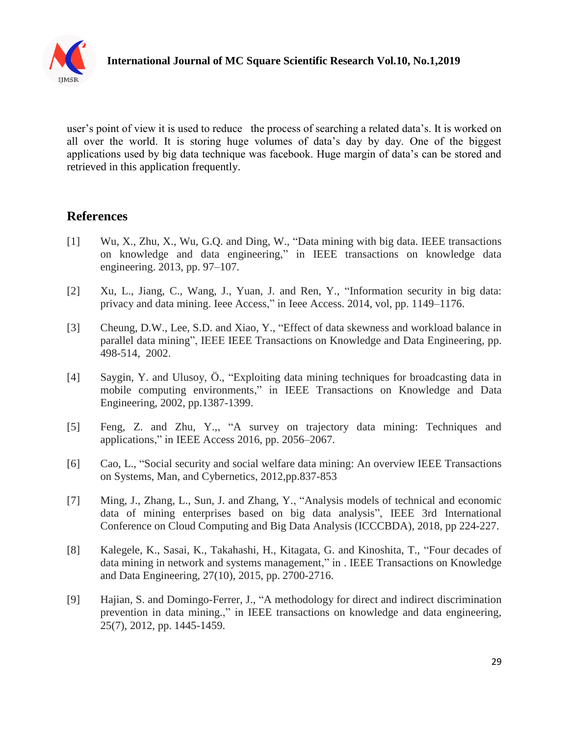user's point of view it is used to reduce the process of searching a related data's. It is worked on all over the world. It is storing huge volumes of data's day by day. One of the biggest applications used by big data technique was facebook. Huge margin of data's can be stored and retrieved in this application frequently.

## References

[1] Wu, X., Zhu, X., Wu, G.Q. and Ding, W., "Data mining with big data. IEEE transactions on knowledge and data engineering," in IEEE transactions on knowledge data engineering. 2013, pp. 97–107.

[2] Xu, L., Jiang, C., Wang, J., Yuan, J. and Ren, Y., "Information security in big data: privacy and data mining. Ieee Access," in Ieee Access. 2014, vol, pp. 1149–1176.

[3] Cheung, D.W., Lee, S.D. and Xiao, Y., "Effect of data skewness and workload balance in parallel data mining", IEEE IEEE Transactions on Knowledge and Data Engineering, pp. 498-514, 2002.

[4] Saygin, Y. and Ulusoy, Ö., "Exploiting data mining techniques for broadcasting data in mobile computing environments," in IEEE Transactions on Knowledge and Data Engineering, 2002, pp.1387-1399.

[5] Feng, Z. and Zhu, Y.,, "A survey on trajectory data mining: Techniques and applications," in IEEE Access 2016, pp. 2056–2067.

[6] Cao, L., "Social security and social welfare data mining: An overview IEEE Transactions on Systems, Man, and Cybernetics, 2012,pp.837-853

[7] Ming, J., Zhang, L., Sun, J. and Zhang, Y., "Analysis models of technical and economic data of mining enterprises based on big data analysis", IEEE 3rd International Conference on Cloud Computing and Big Data Analysis (ICCCBDA), 2018, pp 224-227.

[8] Kalegele, K., Sasai, K., Takahashi, H., Kitagata, G. and Kinoshita, T., "Four decades of data mining in network and systems management," in . IEEE Transactions on Knowledge and Data Engineering, 27(10), 2015, pp. 2700-2716.

[9] Hajian, S. and Domingo-Ferrer, J., "A methodology for direct and indirect discrimination prevention in data mining.," in IEEE transactions on knowledge and data engineering, 25(7), 2012, pp. 1445-1459.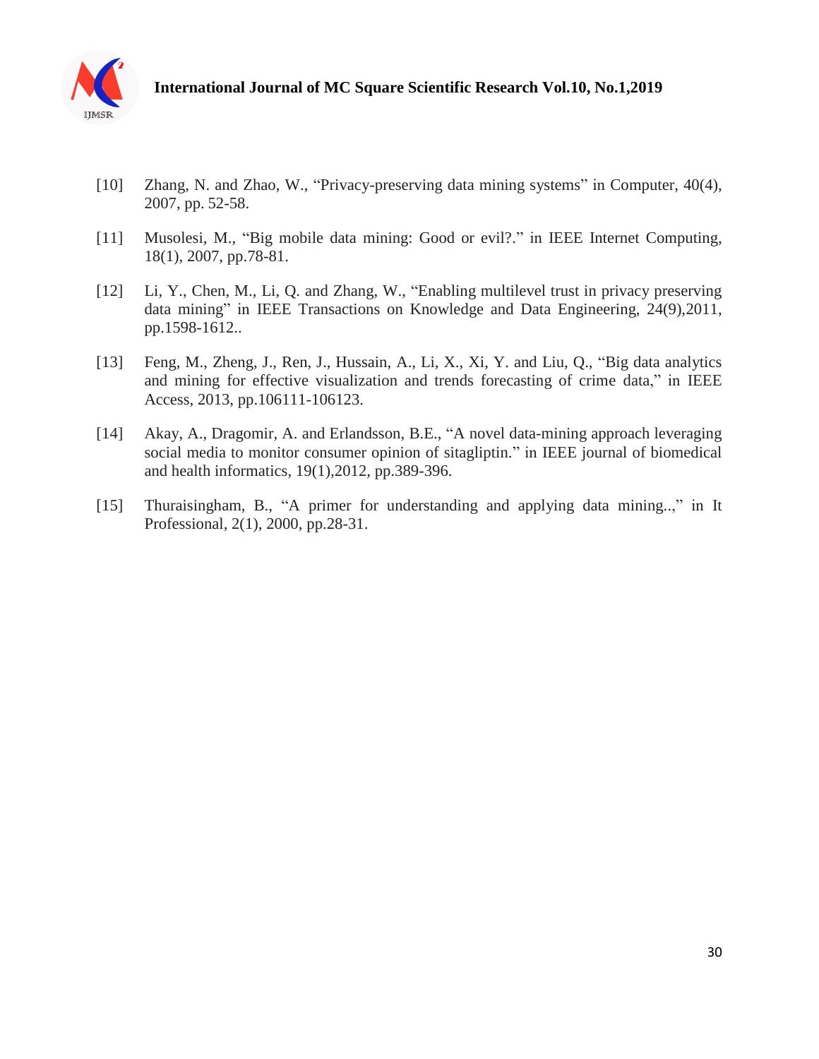[10] Zhang, N. and Zhao, W., “Privacy-preserving data mining systems” in Computer, 40(4), 2007, pp. 52-58.

[11] Musolesi, M., “Big mobile data mining: Good or evil?.” in IEEE Internet Computing, 18(1), 2007, pp.78-81.

[12] Li, Y., Chen, M., Li, Q. and Zhang, W., “Enabling multilevel trust in privacy preserving data mining” in IEEE Transactions on Knowledge and Data Engineering, 24(9),2011, pp.1598-1612..

[13] Feng, M., Zheng, J., Ren, J., Hussain, A., Li, X., Xi, Y. and Liu, Q., “Big data analytics and mining for effective visualization and trends forecasting of crime data,” in IEEE Access, 2013, pp.106111-106123.

[14] Akay, A., Dragomir, A. and Erlandsson, B.E., “A novel data-mining approach leveraging social media to monitor consumer opinion of sitagliptin.” in IEEE journal of biomedical and health informatics, 19(1),2012, pp.389-396.

[15] Thuraisingham, B., “A primer for understanding and applying data mining..,” in It Professional, 2(1), 2000, pp.28-31.